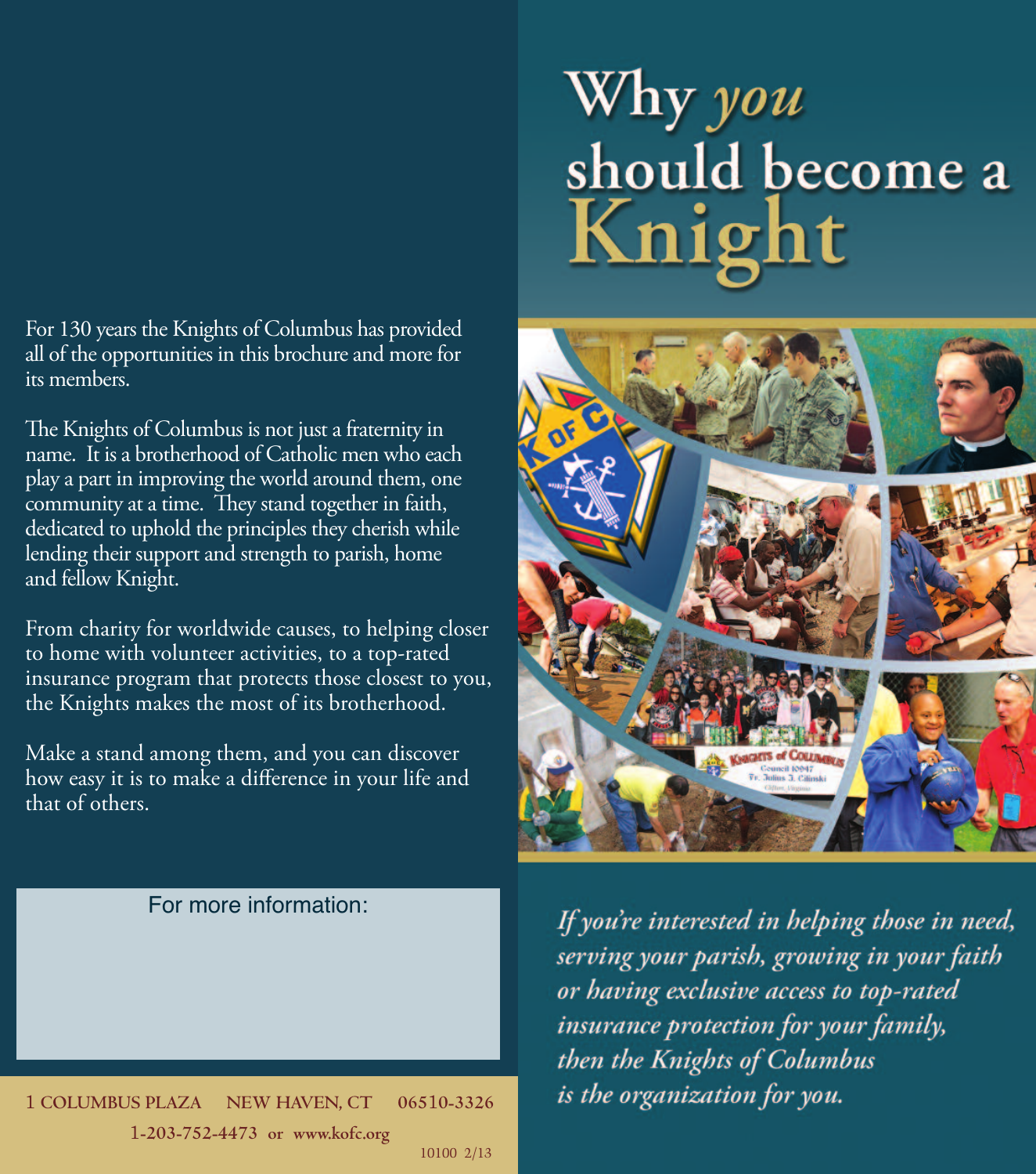# Why *you* should become a Knight

*If you're interested in helping those in need, serving your parish, growing in your faith or having exclusive access to top-rated insurance protection for your family, then the Knights of Columbus is the organization for you.*

For 130 years the Knights of Columbus has provided all of the opportunities in this brochure and more for its members.

The Knights of Columbus is not just a fraternity in name. It is a brotherhood of Catholic men who each play a part in improving the world around them, one community at a time. They stand together in faith, dedicated to uphold the principles they cherish while lending their support and strength to parish, home and fellow Knight.

From charity for worldwide causes, to helping closer to home with volunteer activities, to a top-rated insurance program that protects those closest to you, the Knights makes the most of its brotherhood.

Make a stand among them, and you can discover how easy it is to make a difference in your life and that of others.

For more information:

1 COLUMBUS PLAZA NEW HAVEN, CT 06510-3326

1-203-752-4473 or www.kofc.org

10100 2/13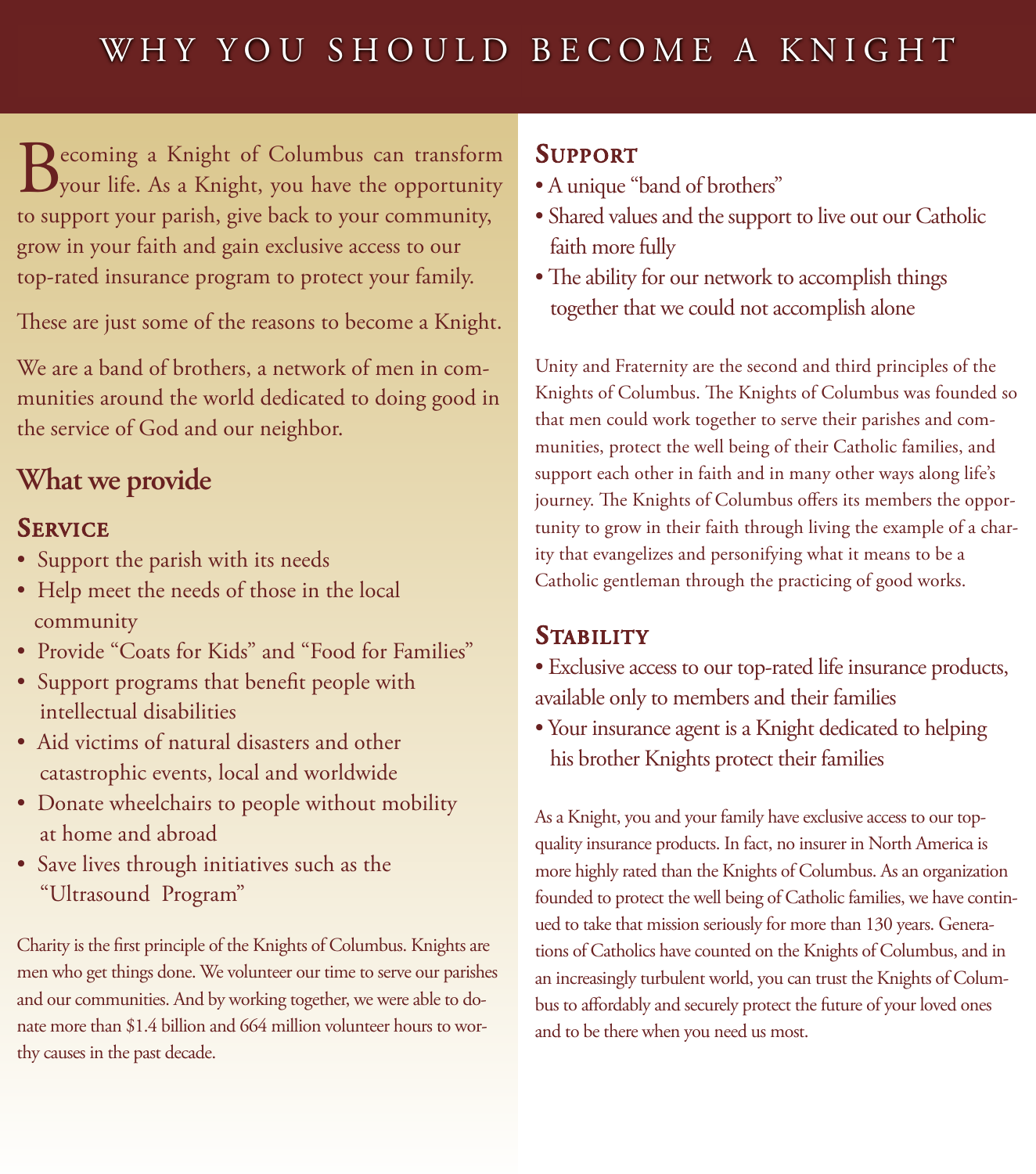# WHY YOU SHOULD BECOME A KNIGHT

Becoming a Knight of Columbus can transform your life. As a Knight, you have the opportunity to support your parish, give back to your community, grow in your faith and gain exclusive access to our top-rated insurance program to protect your family.

These are just some of the reasons to become a Knight.

We are a band of brothers, a network of men in communities around the world dedicated to doing good in the service of God and our neighbor.

## What we provide

### Service

- Support the parish with its needs
- Help meet the needs of those in the local community
- Provide "Coats for Kids" and "Food for Families"
- Support programs that benefit people with intellectual disabilities
- Aid victims of natural disasters and other catastrophic events, local and worldwide
- Donate wheelchairs to people without mobility at home and abroad
- Save lives through initiatives such as the "Ultrasound Program"

Charity is the first principle of the Knights of Columbus. Knights are men who get things done. We volunteer our time to serve our parishes and our communities. And by working together, we were able to donate more than $1.4 billion and 664 million volunteer hours to worthy causes in the past decade.

### Support

- A unique "band of brothers"
- Shared values and the support to live out our Catholic faith more fully
- The ability for our network to accomplish things together that we could not accomplish alone

Unity and Fraternity are the second and third principles of the Knights of Columbus. The Knights of Columbus was founded so that men could work together to serve their parishes and communities, protect the well being of their Catholic families, and support each other in faith and in many other ways along life's journey. The Knights of Columbus offers its members the opportunity to grow in their faith through living the example of a charity that evangelizes and personifying what it means to be a Catholic gentleman through the practicing of good works.

### Stability

- Exclusive access to our top-rated life insurance products, available only to members and their families
- Your insurance agent is a Knight dedicated to helping his brother Knights protect their families

As a Knight, you and your family have exclusive access to our top-quality insurance products. In fact, no insurer in North America is more highly rated than the Knights of Columbus. As an organization founded to protect the well being of Catholic families, we have continued to take that mission seriously for more than 130 years. Generations of Catholics have counted on the Knights of Columbus, and in an increasingly turbulent world, you can trust the Knights of Columbus to affordably and securely protect the future of your loved ones and to be there when you need us most.